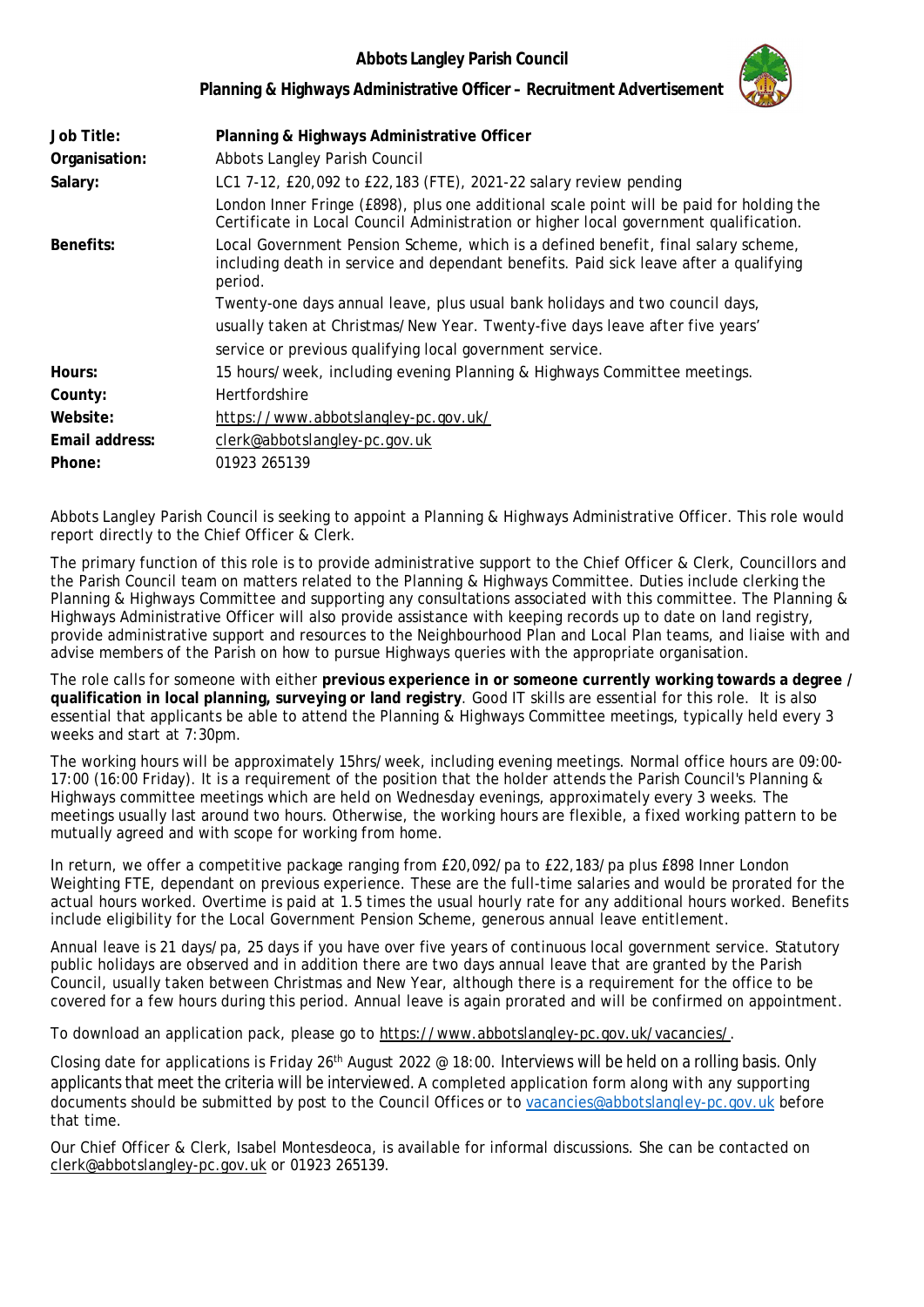# Abbots Langley Parish Council

## Planning & Highways Administrative Officer – Recruitment Advertisement

| | |
|---|---|
| **Job Title:** | **Planning & Highways Administrative Officer** |
| **Organisation:** | Abbots Langley Parish Council |
| **Salary:** | LC1 7-12, £20,092 to £22,183 (FTE), 2021-22 salary review pending<br>London Inner Fringe (£898), plus one additional scale point will be paid for holding the Certificate in Local Council Administration or higher local government qualification. |
| **Benefits:** | Local Government Pension Scheme, which is a defined benefit, final salary scheme, including death in service and dependant benefits. Paid sick leave after a qualifying period.<br>Twenty-one days annual leave, plus usual bank holidays and two council days, usually taken at Christmas/New Year. Twenty-five days leave after five years' service or previous qualifying local government service. |
| **Hours:** | 15 hours/week, including evening Planning & Highways Committee meetings. |
| **County:** | Hertfordshire |
| **Website:** | https://www.abbotslangley-pc.gov.uk/ |
| **Email address:** | clerk@abbotslangley-pc.gov.uk |
| **Phone:** | 01923 265139 |

Abbots Langley Parish Council is seeking to appoint a Planning & Highways Administrative Officer. This role would report directly to the Chief Officer & Clerk.

The primary function of this role is to provide administrative support to the Chief Officer & Clerk, Councillors and the Parish Council team on matters related to the Planning & Highways Committee. Duties include clerking the Planning & Highways Committee and supporting any consultations associated with this committee. The Planning & Highways Administrative Officer will also provide assistance with keeping records up to date on land registry, provide administrative support and resources to the Neighbourhood Plan and Local Plan teams, and liaise with and advise members of the Parish on how to pursue Highways queries with the appropriate organisation.

The role calls for someone with either **previous experience in or someone currently working towards a degree / qualification in local planning, surveying or land registry**. Good IT skills are essential for this role. It is also essential that applicants be able to attend the Planning & Highways Committee meetings, typically held every 3 weeks and start at 7:30pm.

The working hours will be approximately 15hrs/week, including evening meetings. Normal office hours are 09:00-17:00 (16:00 Friday). It is a requirement of the position that the holder attends the Parish Council's Planning & Highways committee meetings which are held on Wednesday evenings, approximately every 3 weeks. The meetings usually last around two hours. Otherwise, the working hours are flexible, a fixed working pattern to be mutually agreed and with scope for working from home.

In return, we offer a competitive package ranging from £20,092/pa to £22,183/pa plus £898 Inner London Weighting FTE, dependant on previous experience. These are the full-time salaries and would be prorated for the actual hours worked. Overtime is paid at 1.5 times the usual hourly rate for any additional hours worked. Benefits include eligibility for the Local Government Pension Scheme, generous annual leave entitlement.

Annual leave is 21 days/pa, 25 days if you have over five years of continuous local government service. Statutory public holidays are observed and in addition there are two days annual leave that are granted by the Parish Council, usually taken between Christmas and New Year, although there is a requirement for the office to be covered for a few hours during this period. Annual leave is again prorated and will be confirmed on appointment.

To download an application pack, please go to https://www.abbotslangley-pc.gov.uk/vacancies/.

Closing date for applications is Friday 26th August 2022 @ 18:00. Interviews will be held on a rolling basis. Only applicants that meet the criteria will be interviewed. A completed application form along with any supporting documents should be submitted by post to the Council Offices or to vacancies@abbotslangley-pc.gov.uk before that time.

Our Chief Officer & Clerk, Isabel Montesdeoca, is available for informal discussions. She can be contacted on clerk@abbotslangley-pc.gov.uk or 01923 265139.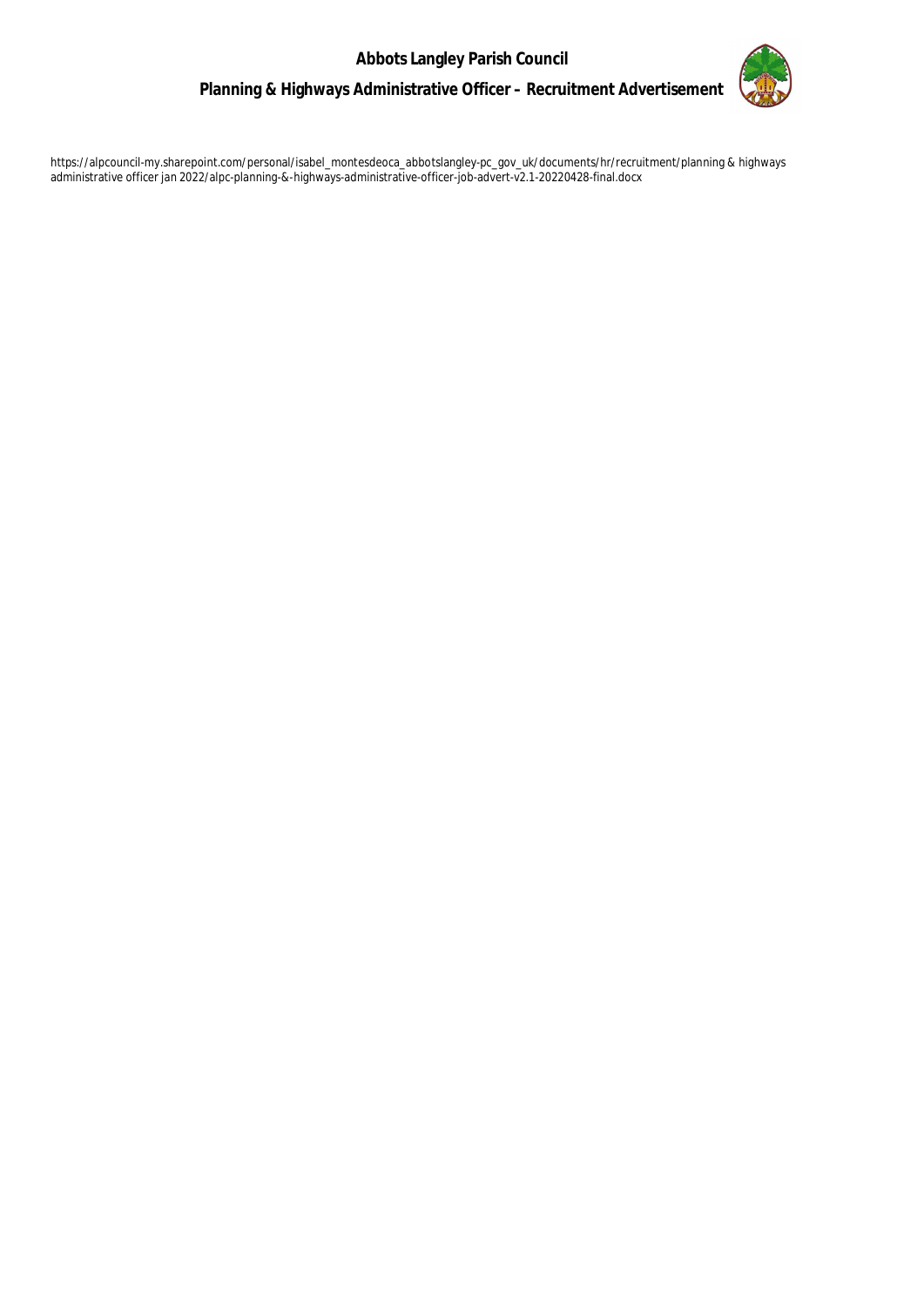https://alpcouncil-my.sharepoint.com/personal/isabel_montesdeoca_abbotslangley-pc_gov_uk/documents/hr/recruitment/planning & highways administrative officer jan 2022/alpc-planning-&-highways-administrative-officer-job-advert-v2.1-20220428-final.docx